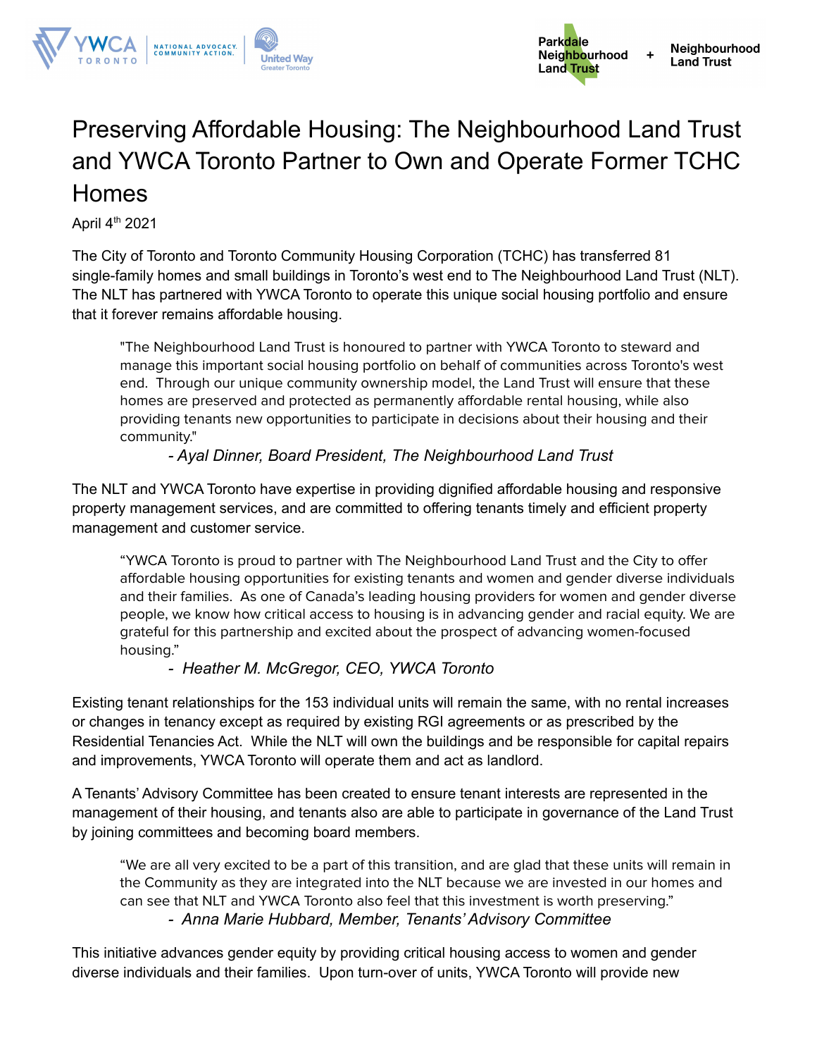# Preserving Affordable Housing: The Neighbourhood Land Trust and YWCA Toronto Partner to Own and Operate Former TCHC Homes

April 4th 2021

The City of Toronto and Toronto Community Housing Corporation (TCHC) has transferred 81 single-family homes and small buildings in Toronto's west end to The Neighbourhood Land Trust (NLT). The NLT has partnered with YWCA Toronto to operate this unique social housing portfolio and ensure that it forever remains affordable housing.

> "The Neighbourhood Land Trust is honoured to partner with YWCA Toronto to steward and manage this important social housing portfolio on behalf of communities across Toronto's west end. Through our unique community ownership model, the Land Trust will ensure that these homes are preserved and protected as permanently affordable rental housing, while also providing tenants new opportunities to participate in decisions about their housing and their community."
>
> *- Ayal Dinner, Board President, The Neighbourhood Land Trust*

The NLT and YWCA Toronto have expertise in providing dignified affordable housing and responsive property management services, and are committed to offering tenants timely and efficient property management and customer service.

> "YWCA Toronto is proud to partner with The Neighbourhood Land Trust and the City to offer affordable housing opportunities for existing tenants and women and gender diverse individuals and their families. As one of Canada's leading housing providers for women and gender diverse people, we know how critical access to housing is in advancing gender and racial equity. We are grateful for this partnership and excited about the prospect of advancing women-focused housing."
>
> *- Heather M. McGregor, CEO, YWCA Toronto*

Existing tenant relationships for the 153 individual units will remain the same, with no rental increases or changes in tenancy except as required by existing RGI agreements or as prescribed by the Residential Tenancies Act. While the NLT will own the buildings and be responsible for capital repairs and improvements, YWCA Toronto will operate them and act as landlord.

A Tenants' Advisory Committee has been created to ensure tenant interests are represented in the management of their housing, and tenants also are able to participate in governance of the Land Trust by joining committees and becoming board members.

> "We are all very excited to be a part of this transition, and are glad that these units will remain in the Community as they are integrated into the NLT because we are invested in our homes and can see that NLT and YWCA Toronto also feel that this investment is worth preserving."
>
> *- Anna Marie Hubbard, Member, Tenants' Advisory Committee*

This initiative advances gender equity by providing critical housing access to women and gender diverse individuals and their families. Upon turn-over of units, YWCA Toronto will provide new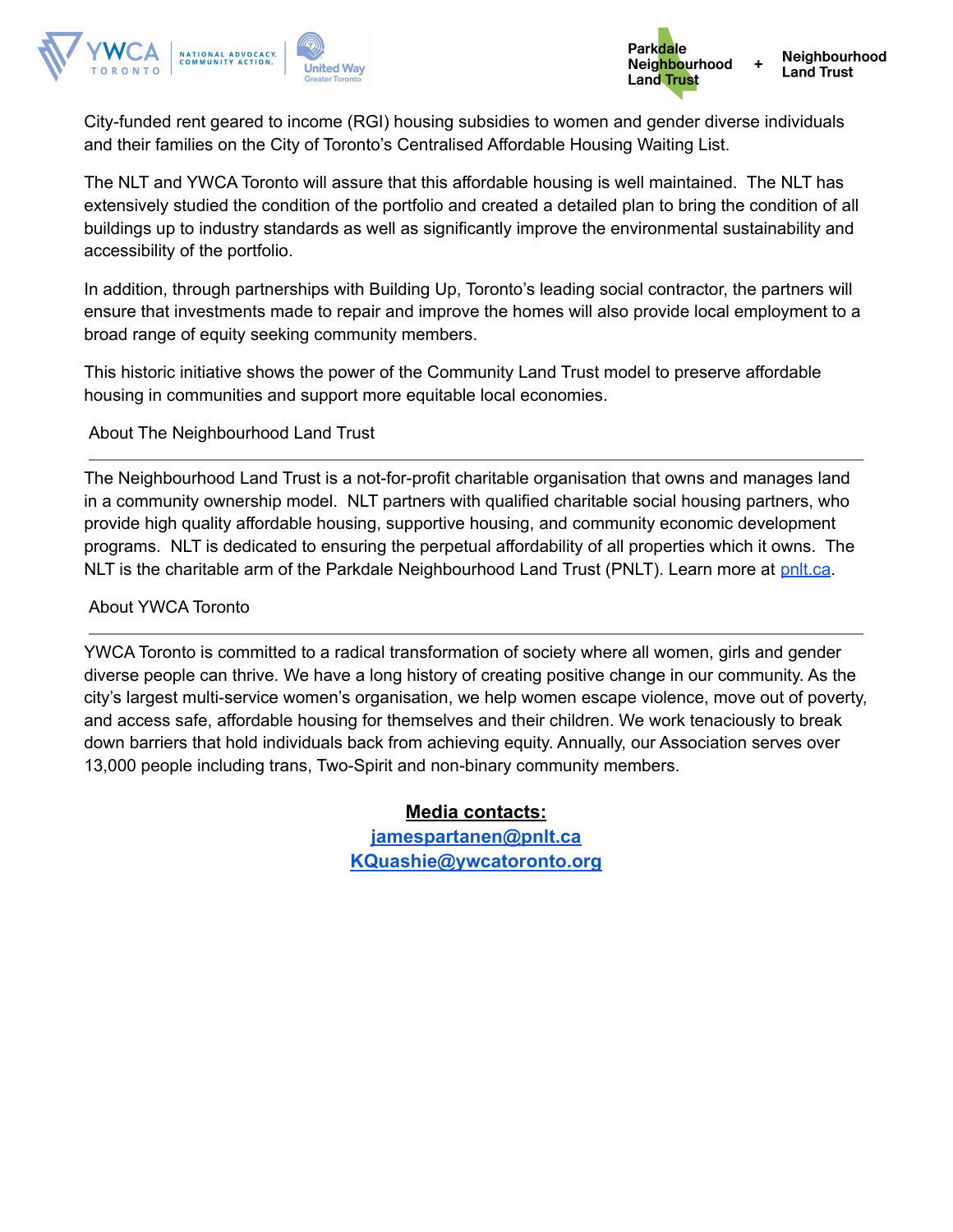City-funded rent geared to income (RGI) housing subsidies to women and gender diverse individuals and their families on the City of Toronto's Centralised Affordable Housing Waiting List.

The NLT and YWCA Toronto will assure that this affordable housing is well maintained. The NLT has extensively studied the condition of the portfolio and created a detailed plan to bring the condition of all buildings up to industry standards as well as significantly improve the environmental sustainability and accessibility of the portfolio.

In addition, through partnerships with Building Up, Toronto's leading social contractor, the partners will ensure that investments made to repair and improve the homes will also provide local employment to a broad range of equity seeking community members.

This historic initiative shows the power of the Community Land Trust model to preserve affordable housing in communities and support more equitable local economies.

## About The Neighbourhood Land Trust

The Neighbourhood Land Trust is a not-for-profit charitable organisation that owns and manages land in a community ownership model. NLT partners with qualified charitable social housing partners, who provide high quality affordable housing, supportive housing, and community economic development programs. NLT is dedicated to ensuring the perpetual affordability of all properties which it owns. The NLT is the charitable arm of the Parkdale Neighbourhood Land Trust (PNLT). Learn more at pnlt.ca.

## About YWCA Toronto

YWCA Toronto is committed to a radical transformation of society where all women, girls and gender diverse people can thrive. We have a long history of creating positive change in our community. As the city's largest multi-service women's organisation, we help women escape violence, move out of poverty, and access safe, affordable housing for themselves and their children. We work tenaciously to break down barriers that hold individuals back from achieving equity. Annually, our Association serves over 13,000 people including trans, Two-Spirit and non-binary community members.

**Media contacts:**

jamespartanen@pnlt.ca

KQuashie@ywcatoronto.org